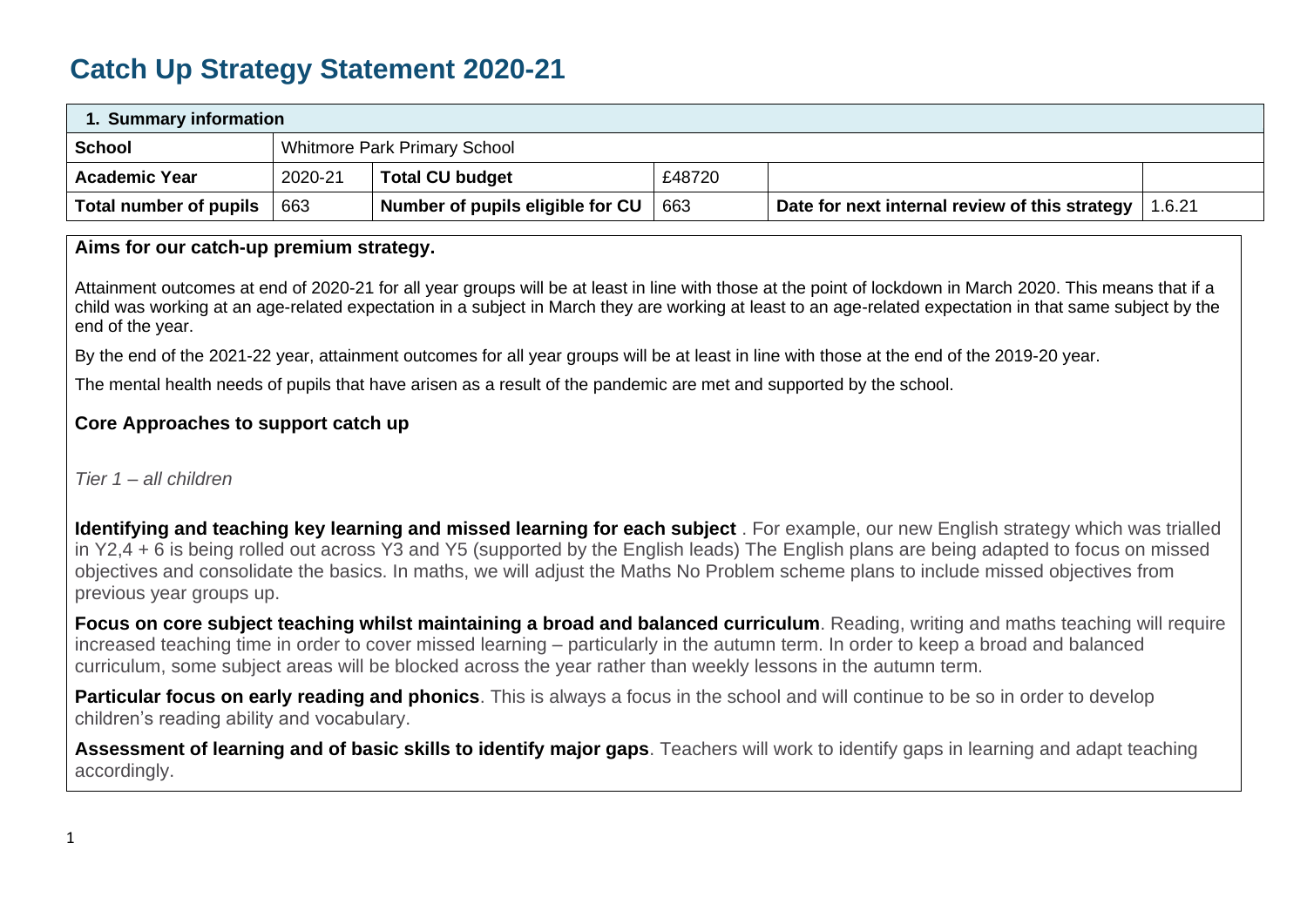# Catch Up Strategy Statement 2020-21

| 1. Summary information | | | | | |
|---|---|---|---|---|---|
| **School** | Whitmore Park Primary School | | | | |
| **Academic Year** | 2020-21 | **Total CU budget** | £48720 | | |
| **Total number of pupils** | 663 | **Number of pupils eligible for CU** | 663 | **Date for next internal review of this strategy** | 1.6.21 |

**Aims for our catch-up premium strategy.**

Attainment outcomes at end of 2020-21 for all year groups will be at least in line with those at the point of lockdown in March 2020. This means that if a child was working at an age-related expectation in a subject in March they are working at least to an age-related expectation in that same subject by the end of the year.

By the end of the 2021-22 year, attainment outcomes for all year groups will be at least in line with those at the end of the 2019-20 year.

The mental health needs of pupils that have arisen as a result of the pandemic are met and supported by the school.

**Core Approaches to support catch up**

*Tier 1 – all children*

**Identifying and teaching key learning and missed learning for each subject** . For example, our new English strategy which was trialled in Y2,4 + 6 is being rolled out across Y3 and Y5 (supported by the English leads) The English plans are being adapted to focus on missed objectives and consolidate the basics. In maths, we will adjust the Maths No Problem scheme plans to include missed objectives from previous year groups up.

**Focus on core subject teaching whilst maintaining a broad and balanced curriculum**. Reading, writing and maths teaching will require increased teaching time in order to cover missed learning – particularly in the autumn term. In order to keep a broad and balanced curriculum, some subject areas will be blocked across the year rather than weekly lessons in the autumn term.

**Particular focus on early reading and phonics**. This is always a focus in the school and will continue to be so in order to develop children's reading ability and vocabulary.

**Assessment of learning and of basic skills to identify major gaps**. Teachers will work to identify gaps in learning and adapt teaching accordingly.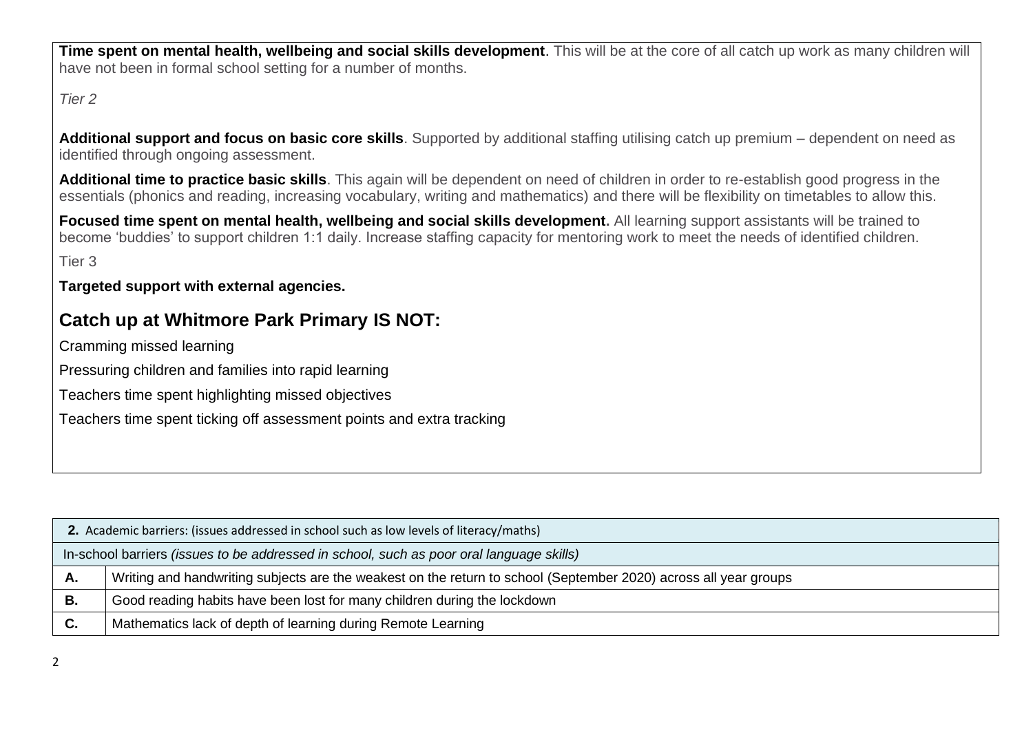**Time spent on mental health, wellbeing and social skills development**. This will be at the core of all catch up work as many children will have not been in formal school setting for a number of months.

*Tier 2*

**Additional support and focus on basic core skills**. Supported by additional staffing utilising catch up premium – dependent on need as identified through ongoing assessment.

**Additional time to practice basic skills**. This again will be dependent on need of children in order to re-establish good progress in the essentials (phonics and reading, increasing vocabulary, writing and mathematics) and there will be flexibility on timetables to allow this.

**Focused time spent on mental health, wellbeing and social skills development.** All learning support assistants will be trained to become 'buddies' to support children 1:1 daily. Increase staffing capacity for mentoring work to meet the needs of identified children.

Tier 3

**Targeted support with external agencies.**

## Catch up at Whitmore Park Primary IS NOT:

Cramming missed learning

Pressuring children and families into rapid learning

Teachers time spent highlighting missed objectives

Teachers time spent ticking off assessment points and extra tracking

| **2.** Academic barriers: (issues addressed in school such as low levels of literacy/maths) | |
|---|---|
| In-school barriers *(issues to be addressed in school, such as poor oral language skills)* | |
| **A.** | Writing and handwriting subjects are the weakest on the return to school (September 2020) across all year groups |
| **B.** | Good reading habits have been lost for many children during the lockdown |
| **C.** | Mathematics lack of depth of learning during Remote Learning |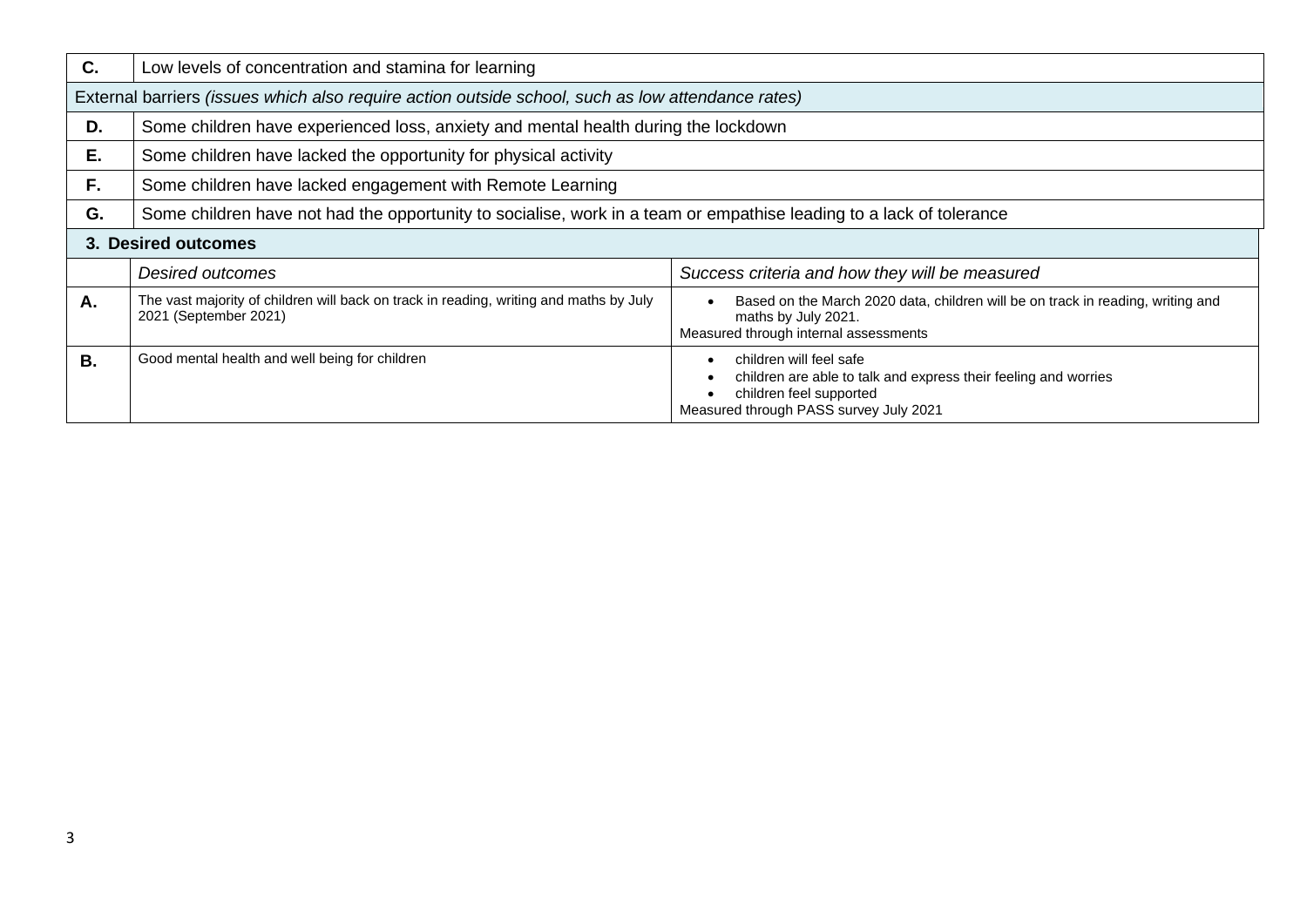| **C.** | Low levels of concentration and stamina for learning |
|---|---|
| External barriers *(issues which also require action outside school, such as low attendance rates)* | |
| **D.** | Some children have experienced loss, anxiety and mental health during the lockdown |
| **E.** | Some children have lacked the opportunity for physical activity |
| **F.** | Some children have lacked engagement with Remote Learning |
| **G.** | Some children have not had the opportunity to socialise, work in a team or empathise leading to a lack of tolerance |

**3. Desired outcomes**

| | *Desired outcomes* | *Success criteria and how they will be measured* |
|---|---|---|
| **A.** | The vast majority of children will back on track in reading, writing and maths by July 2021 (September 2021) | • Based on the March 2020 data, children will be on track in reading, writing and maths by July 2021.<br>Measured through internal assessments |
| **B.** | Good mental health and well being for children | • children will feel safe<br>• children are able to talk and express their feeling and worries<br>• children feel supported<br>Measured through PASS survey July 2021 |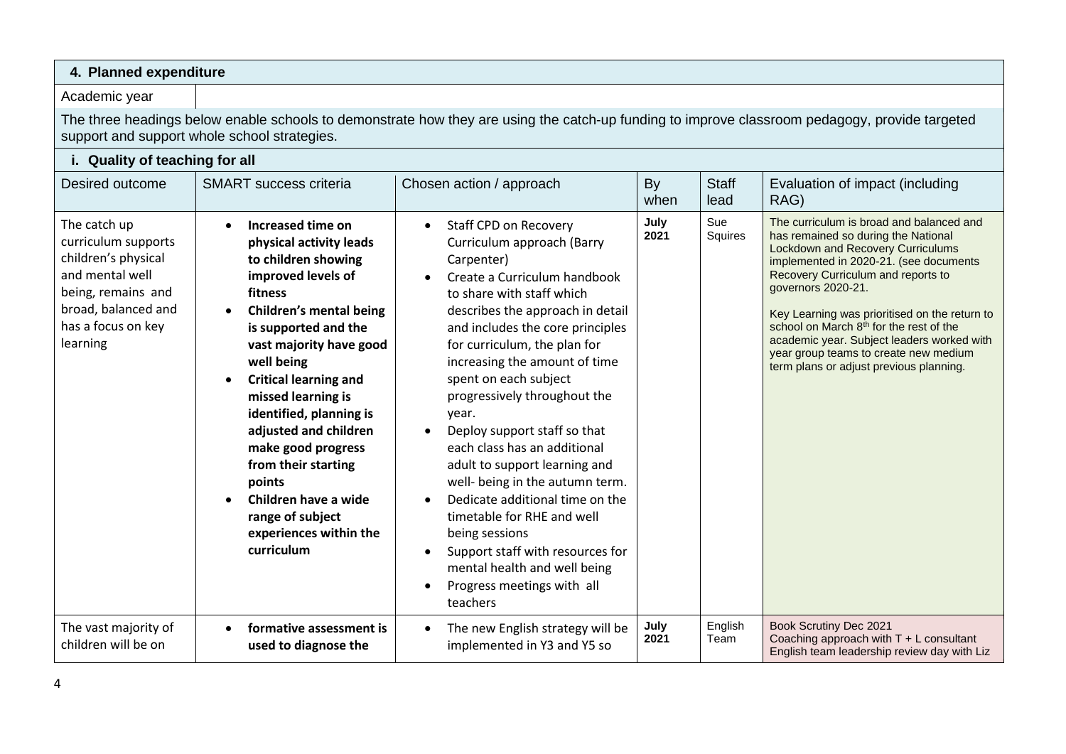| **4. Planned expenditure** | | | | | |
|---|---|---|---|---|---|
| Academic year | | | | | |
| The three headings below enable schools to demonstrate how they are using the catch-up funding to improve classroom pedagogy, provide targeted support and support whole school strategies. | | | | | |
| **i. Quality of teaching for all** | | | | | |
| Desired outcome | SMART success criteria | Chosen action / approach | By when | Staff lead | Evaluation of impact (including RAG) |
| The catch up curriculum supports children's physical and mental well being, remains and broad, balanced and has a focus on key learning | • **Increased time on physical activity leads to children showing improved levels of fitness**<br>• **Children's mental being is supported and the vast majority have good well being**<br>• **Critical learning and missed learning is identified, planning is adjusted and children make good progress from their starting points**<br>• **Children have a wide range of subject experiences within the curriculum** | • Staff CPD on Recovery Curriculum approach (Barry Carpenter)<br>• Create a Curriculum handbook to share with staff which describes the approach in detail and includes the core principles for curriculum, the plan for increasing the amount of time spent on each subject progressively throughout the year.<br>• Deploy support staff so that each class has an additional adult to support learning and well- being in the autumn term.<br>• Dedicate additional time on the timetable for RHE and well being sessions<br>• Support staff with resources for mental health and well being<br>• Progress meetings with all teachers | **July 2021** | Sue Squires | The curriculum is broad and balanced and has remained so during the National Lockdown and Recovery Curriculums implemented in 2020-21. (see documents Recovery Curriculum and reports to governors 2020-21.<br><br>Key Learning was prioritised on the return to school on March 8th for the rest of the academic year. Subject leaders worked with year group teams to create new medium term plans or adjust previous planning. |
| The vast majority of children will be on | • **formative assessment is used to diagnose the** | • The new English strategy will be implemented in Y3 and Y5 so | **July 2021** | English Team | Book Scrutiny Dec 2021<br>Coaching approach with T + L consultant<br>English team leadership review day with Liz |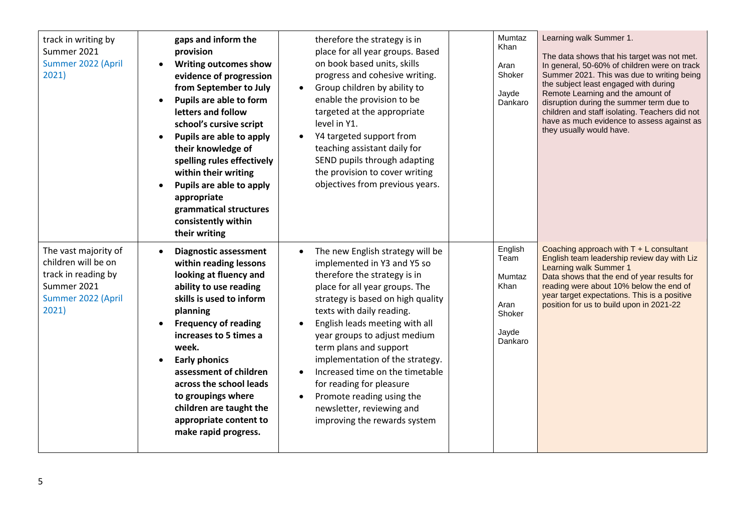| | | | | | |
|---|---|---|---|---|---|
| track in writing by Summer 2021<br>Summer 2022 (April 2021) | **gaps and inform the provision**<br>• **Writing outcomes show evidence of progression from September to July**<br>• **Pupils are able to form letters and follow school's cursive script**<br>• **Pupils are able to apply their knowledge of spelling rules effectively within their writing**<br>• **Pupils are able to apply appropriate grammatical structures consistently within their writing** | therefore the strategy is in place for all year groups. Based on book based units, skills progress and cohesive writing.<br>• Group children by ability to enable the provision to be targeted at the appropriate level in Y1.<br>• Y4 targeted support from teaching assistant daily for SEND pupils through adapting the provision to cover writing objectives from previous years. | | Mumtaz Khan<br><br>Aran Shoker<br><br>Jayde Dankaro | Learning walk Summer 1.<br><br>The data shows that his target was not met. In general, 50-60% of children were on track Summer 2021. This was due to writing being the subject least engaged with during Remote Learning and the amount of disruption during the summer term due to children and staff isolating. Teachers did not have as much evidence to assess against as they usually would have. |
| The vast majority of children will be on track in reading by Summer 2021<br>Summer 2022 (April 2021) | • **Diagnostic assessment within reading lessons looking at fluency and ability to use reading skills is used to inform planning**<br>• **Frequency of reading increases to 5 times a week.**<br>• **Early phonics assessment of children across the school leads to groupings where children are taught the appropriate content to make rapid progress.** | • The new English strategy will be implemented in Y3 and Y5 so therefore the strategy is in place for all year groups. The strategy is based on high quality texts with daily reading.<br>• English leads meeting with all year groups to adjust medium term plans and support implementation of the strategy.<br>• Increased time on the timetable for reading for pleasure<br>• Promote reading using the newsletter, reviewing and improving the rewards system | | English Team<br><br>Mumtaz Khan<br><br>Aran Shoker<br><br>Jayde Dankaro | Coaching approach with T + L consultant<br>English team leadership review day with Liz<br>Learning walk Summer 1<br>Data shows that the end of year results for reading were about 10% below the end of year target expectations. This is a positive position for us to build upon in 2021-22 |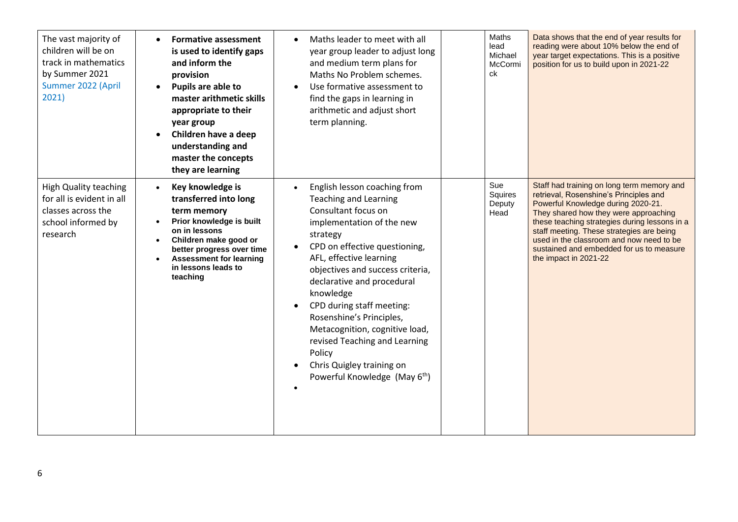| | | | | | |
|---|---|---|---|---|---|
| The vast majority of children will be on track in mathematics by Summer 2021 Summer 2022 (April 2021) | • **Formative assessment is used to identify gaps and inform the provision**<br>• **Pupils are able to master arithmetic skills appropriate to their year group**<br>• **Children have a deep understanding and master the concepts they are learning** | • Maths leader to meet with all year group leader to adjust long and medium term plans for Maths No Problem schemes.<br>• Use formative assessment to find the gaps in learning in arithmetic and adjust short term planning. | | Maths lead Michael McCormick | Data shows that the end of year results for reading were about 10% below the end of year target expectations. This is a positive position for us to build upon in 2021-22 |
| High Quality teaching for all is evident in all classes across the school informed by research | • **Key knowledge is transferred into long term memory**<br>• **Prior knowledge is built on in lessons**<br>• **Children make good or better progress over time**<br>• **Assessment for learning in lessons leads to teaching** | • English lesson coaching from Teaching and Learning Consultant focus on implementation of the new strategy<br>• CPD on effective questioning, AFL, effective learning objectives and success criteria, declarative and procedural knowledge<br>• CPD during staff meeting: Rosenshine's Principles, Metacognition, cognitive load, revised Teaching and Learning Policy<br>• Chris Quigley training on Powerful Knowledge (May 6th)<br>• | | Sue Squires Deputy Head | Staff had training on long term memory and retrieval, Rosenshine's Principles and Powerful Knowledge during 2020-21. They shared how they were approaching these teaching strategies during lessons in a staff meeting. These strategies are being used in the classroom and now need to be sustained and embedded for us to measure the impact in 2021-22 |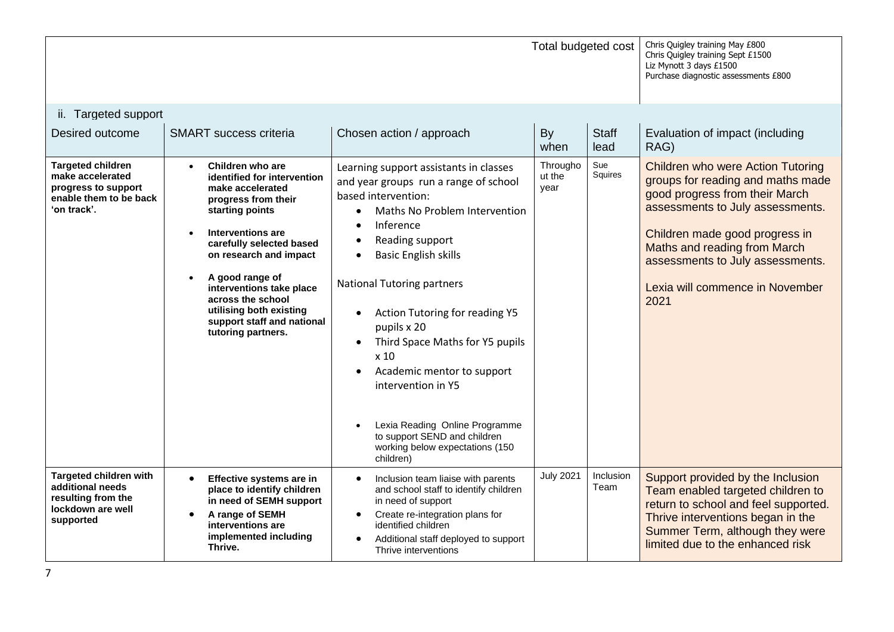| | | | | Total budgeted cost | Chris Quigley training May £800<br>Chris Quigley training Sept £1500<br>Liz Mynott 3 days £1500<br>Purchase diagnostic assessments £800 |
|---|---|---|---|---|---|

### ii. Targeted support

| Desired outcome | SMART success criteria | Chosen action / approach | By when | Staff lead | Evaluation of impact (including RAG) |
|---|---|---|---|---|---|
| **Targeted children make accelerated progress to support enable them to be back 'on track'.** | • **Children who are identified for intervention make accelerated progress from their starting points**<br>• **Interventions are carefully selected based on research and impact**<br>• **A good range of interventions take place across the school utilising both existing support staff and national tutoring partners.** | Learning support assistants in classes and year groups run a range of school based intervention:<br>• Maths No Problem Intervention<br>• Inference<br>• Reading support<br>• Basic English skills<br><br>National Tutoring partners<br>• Action Tutoring for reading Y5 pupils x 20<br>• Third Space Maths for Y5 pupils x 10<br>• Academic mentor to support intervention in Y5<br><br>• Lexia Reading Online Programme to support SEND and children working below expectations (150 children) | Throughout the year | Sue Squires | Children who were Action Tutoring groups for reading and maths made good progress from their March assessments to July assessments.<br><br>Children made good progress in Maths and reading from March assessments to July assessments.<br><br>Lexia will commence in November 2021 |
| **Targeted children with additional needs resulting from the lockdown are well supported** | • **Effective systems are in place to identify children in need of SEMH support**<br>• **A range of SEMH interventions are implemented including Thrive.** | • Inclusion team liaise with parents and school staff to identify children in need of support<br>• Create re-integration plans for identified children<br>• Additional staff deployed to support Thrive interventions | July 2021 | Inclusion Team | Support provided by the Inclusion Team enabled targeted children to return to school and feel supported. Thrive interventions began in the Summer Term, although they were limited due to the enhanced risk |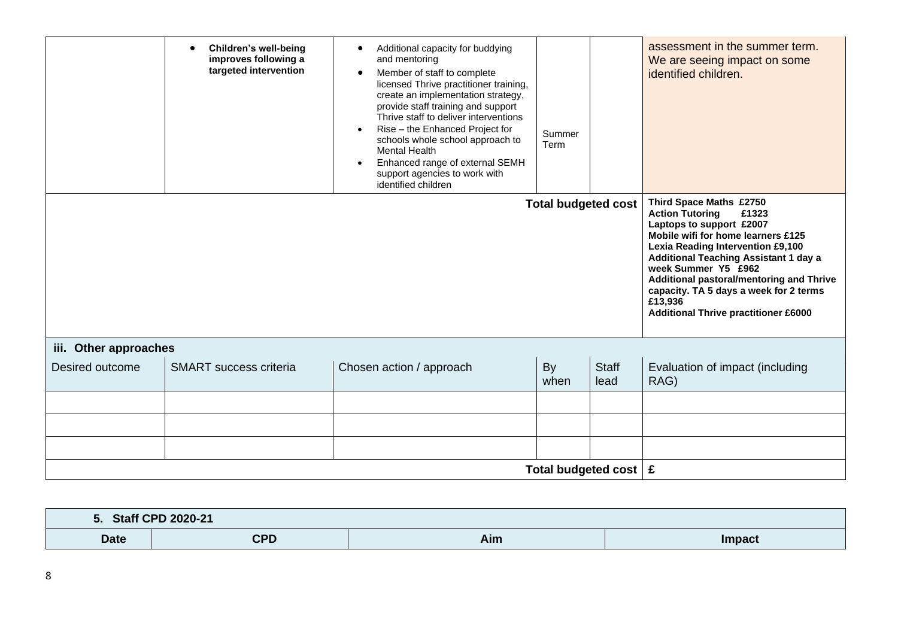| | **Children's well-being improves following a targeted intervention** | <ul><li>Additional capacity for buddying and mentoring</li><li>Member of staff to complete licensed Thrive practitioner training, create an implementation strategy, provide staff training and support Thrive staff to deliver interventions</li><li>Rise – the Enhanced Project for schools whole school approach to Mental Health</li><li>Enhanced range of external SEMH support agencies to work with identified children</li></ul> | Summer Term | | assessment in the summer term. We are seeing impact on some identified children. |
|---|---|---|---|---|---|
| | | | | **Total budgeted cost** | **Third Space Maths £2750**<br>**Action Tutoring £1323**<br>**Laptops to support £2007**<br>**Mobile wifi for home learners £125**<br>**Lexia Reading Intervention £9,100**<br>**Additional Teaching Assistant 1 day a week Summer Y5 £962**<br>**Additional pastoral/mentoring and Thrive capacity. TA 5 days a week for 2 terms £13,936**<br>**Additional Thrive practitioner £6000** |

**iii. Other approaches**

| Desired outcome | SMART success criteria | Chosen action / approach | By when | Staff lead | Evaluation of impact (including RAG) |
|---|---|---|---|---|---|
| | | | | | |
| | | | | | |
| | | | | | |
| | | | | **Total budgeted cost** | **£** |

| **5. Staff CPD 2020-21** | | | |
|---|---|---|---|
| **Date** | **CPD** | **Aim** | **Impact** |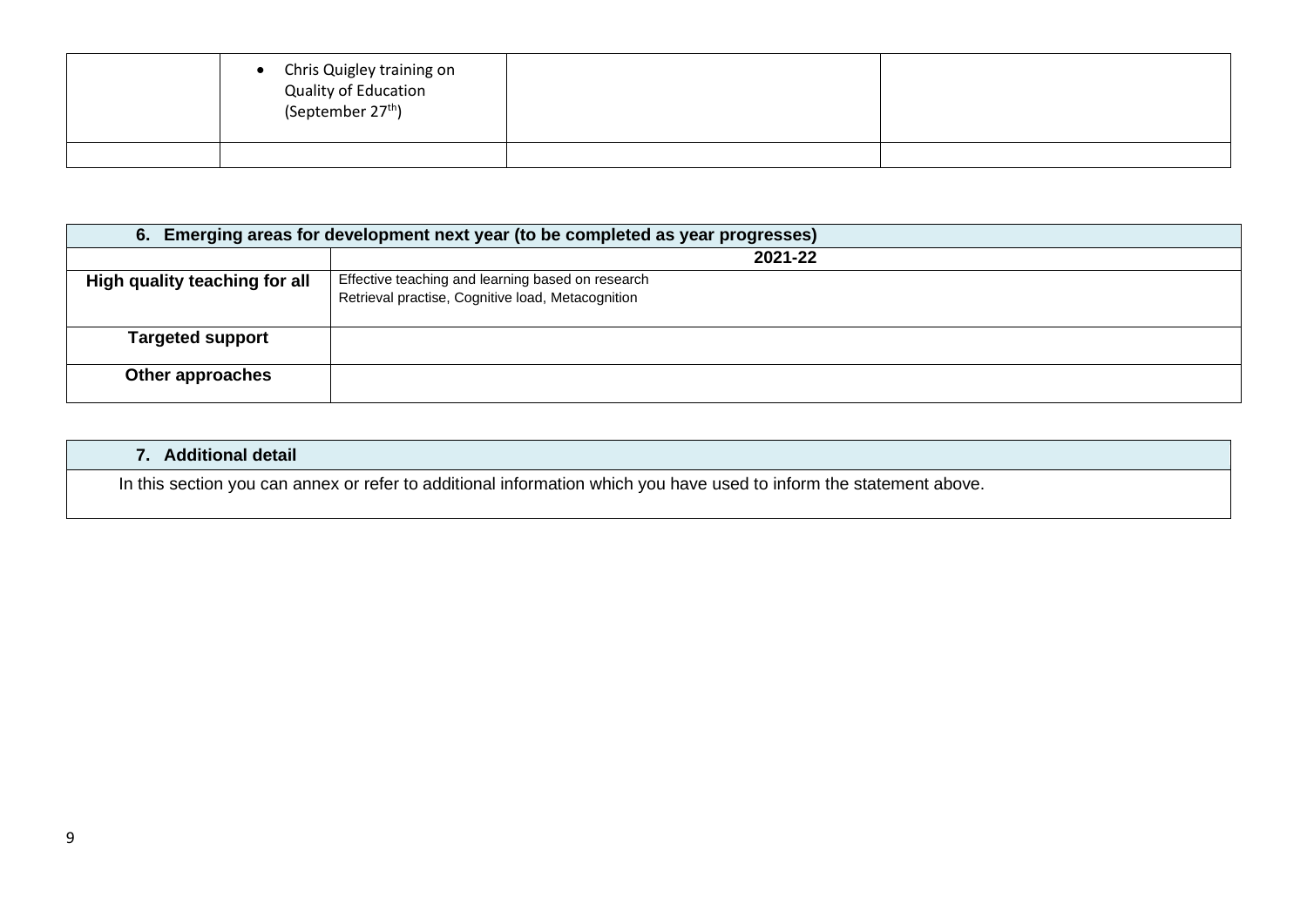| | | | |
|---|---|---|---|
| | • Chris Quigley training on Quality of Education (September 27th) | | |
| | | | |

| 6. Emerging areas for development next year (to be completed as year progresses) | |
|---|---|
| | **2021-22** |
| **High quality teaching for all** | Effective teaching and learning based on research<br>Retrieval practise, Cognitive load, Metacognition |
| **Targeted support** | |
| **Other approaches** | |

| 7. Additional detail |
|---|
| In this section you can annex or refer to additional information which you have used to inform the statement above. |